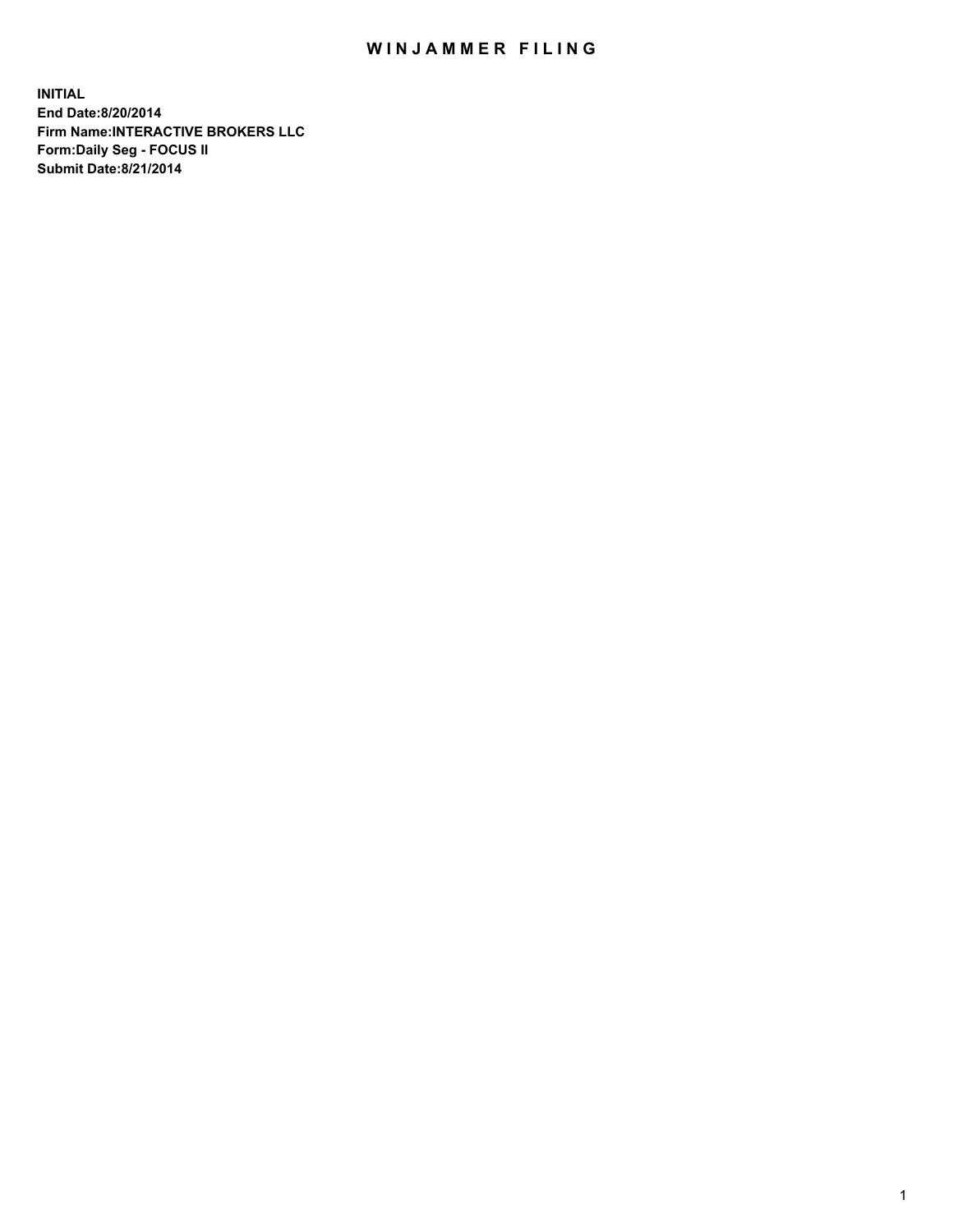# WINJAMMER FILING

**INITIAL**
**End Date:8/20/2014**
**Firm Name:INTERACTIVE BROKERS LLC**
**Form:Daily Seg - FOCUS II**
**Submit Date:8/21/2014**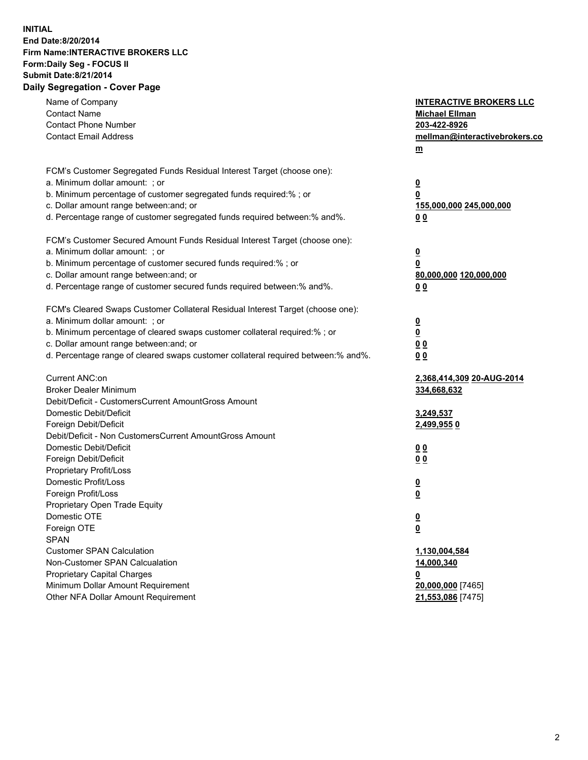**INITIAL**
**End Date:8/20/2014**
**Firm Name:INTERACTIVE BROKERS LLC**
**Form:Daily Seg - FOCUS II**
**Submit Date:8/21/2014**
**Daily Segregation - Cover Page**

| | |
|---|---|
| Name of Company | **INTERACTIVE BROKERS LLC** |
| Contact Name | **Michael Ellman** |
| Contact Phone Number | **203-422-8926** |
| Contact Email Address | **mellman@interactivebrokers.com** |
| | |
| FCM's Customer Segregated Funds Residual Interest Target (choose one): | |
| a. Minimum dollar amount: ; or | **0** |
| b. Minimum percentage of customer segregated funds required:% ; or | **0** |
| c. Dollar amount range between:and; or | **155,000,000 245,000,000** |
| d. Percentage range of customer segregated funds required between:% and%. | **0 0** |
| | |
| FCM's Customer Secured Amount Funds Residual Interest Target (choose one): | |
| a. Minimum dollar amount: ; or | **0** |
| b. Minimum percentage of customer secured funds required:% ; or | **0** |
| c. Dollar amount range between:and; or | **80,000,000 120,000,000** |
| d. Percentage range of customer secured funds required between:% and%. | **0 0** |
| | |
| FCM's Cleared Swaps Customer Collateral Residual Interest Target (choose one): | |
| a. Minimum dollar amount: ; or | **0** |
| b. Minimum percentage of cleared swaps customer collateral required:% ; or | **0** |
| c. Dollar amount range between:and; or | **0 0** |
| d. Percentage range of cleared swaps customer collateral required between:% and%. | **0 0** |
| | |
| Current ANC:on | **2,368,414,309 20-AUG-2014** |
| Broker Dealer Minimum | **334,668,632** |
| Debit/Deficit - CustomersCurrent AmountGross Amount | |
| Domestic Debit/Deficit | **3,249,537** |
| Foreign Debit/Deficit | **2,499,955 0** |
| Debit/Deficit - Non CustomersCurrent AmountGross Amount | |
| Domestic Debit/Deficit | **0 0** |
| Foreign Debit/Deficit | **0 0** |
| Proprietary Profit/Loss | |
| Domestic Profit/Loss | **0** |
| Foreign Profit/Loss | **0** |
| Proprietary Open Trade Equity | |
| Domestic OTE | **0** |
| Foreign OTE | **0** |
| SPAN | |
| Customer SPAN Calculation | **1,130,004,584** |
| Non-Customer SPAN Calcualation | **14,000,340** |
| Proprietary Capital Charges | **0** |
| Minimum Dollar Amount Requirement | **20,000,000** [7465] |
| Other NFA Dollar Amount Requirement | **21,553,086** [7475] |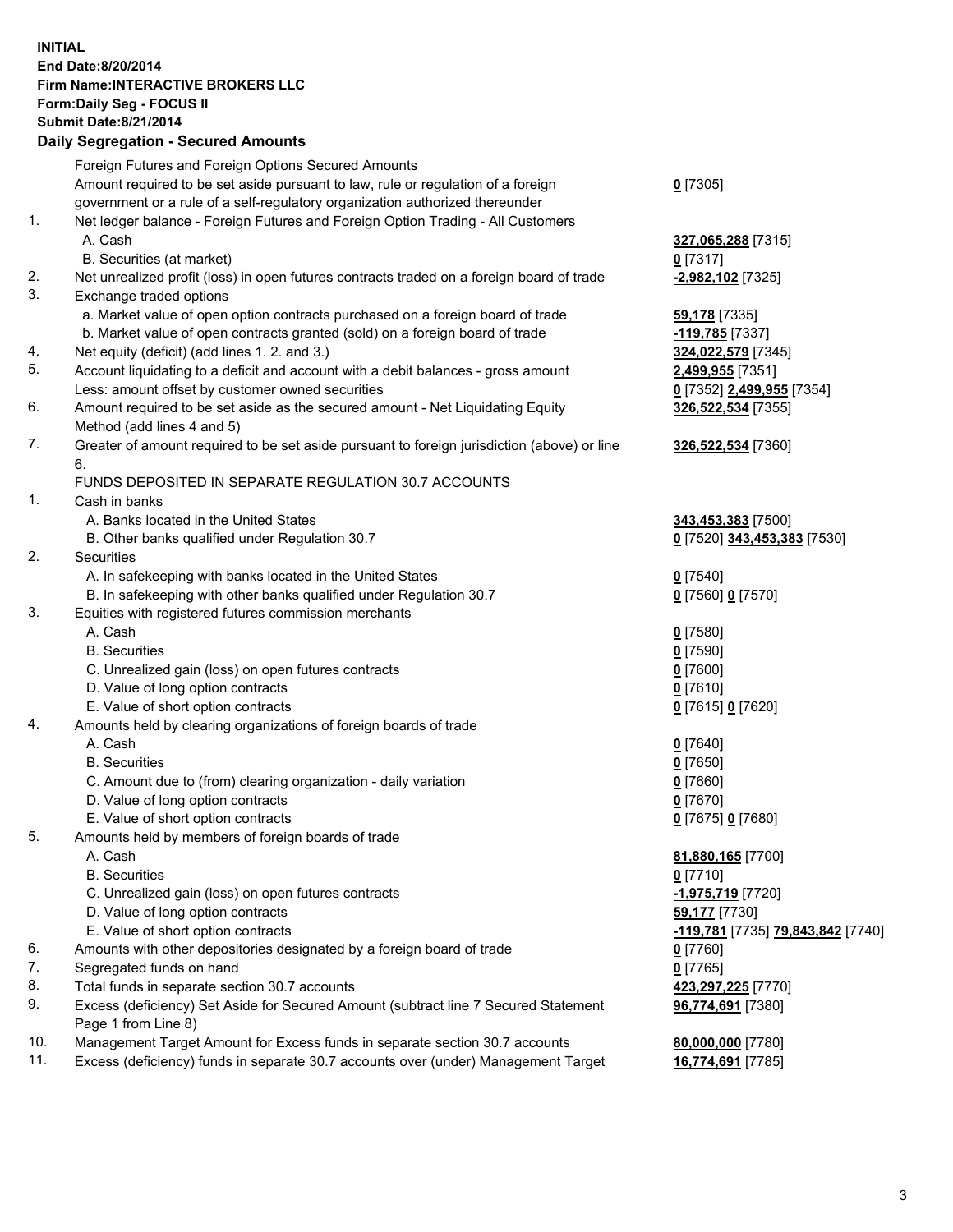**INITIAL**
**End Date:8/20/2014**
**Firm Name:INTERACTIVE BROKERS LLC**
**Form:Daily Seg - FOCUS II**
**Submit Date:8/21/2014**

## Daily Segregation - Secured Amounts

| | | |
|---|---|---|
| | Foreign Futures and Foreign Options Secured Amounts | |
| | Amount required to be set aside pursuant to law, rule or regulation of a foreign government or a rule of a self-regulatory organization authorized thereunder | **0** [7305] |
| 1. | Net ledger balance - Foreign Futures and Foreign Option Trading - All Customers | |
| | A. Cash | **327,065,288** [7315] |
| | B. Securities (at market) | **0** [7317] |
| 2. | Net unrealized profit (loss) in open futures contracts traded on a foreign board of trade | **-2,982,102** [7325] |
| 3. | Exchange traded options | |
| | a. Market value of open option contracts purchased on a foreign board of trade | **59,178** [7335] |
| | b. Market value of open contracts granted (sold) on a foreign board of trade | **-119,785** [7337] |
| 4. | Net equity (deficit) (add lines 1. 2. and 3.) | **324,022,579** [7345] |
| 5. | Account liquidating to a deficit and account with a debit balances - gross amount | **2,499,955** [7351] |
| | Less: amount offset by customer owned securities | **0** [7352] **2,499,955** [7354] |
| 6. | Amount required to be set aside as the secured amount - Net Liquidating Equity Method (add lines 4 and 5) | **326,522,534** [7355] |
| 7. | Greater of amount required to be set aside pursuant to foreign jurisdiction (above) or line 6. | **326,522,534** [7360] |
| | FUNDS DEPOSITED IN SEPARATE REGULATION 30.7 ACCOUNTS | |
| 1. | Cash in banks | |
| | A. Banks located in the United States | **343,453,383** [7500] |
| | B. Other banks qualified under Regulation 30.7 | **0** [7520] **343,453,383** [7530] |
| 2. | Securities | |
| | A. In safekeeping with banks located in the United States | **0** [7540] |
| | B. In safekeeping with other banks qualified under Regulation 30.7 | **0** [7560] **0** [7570] |
| 3. | Equities with registered futures commission merchants | |
| | A. Cash | **0** [7580] |
| | B. Securities | **0** [7590] |
| | C. Unrealized gain (loss) on open futures contracts | **0** [7600] |
| | D. Value of long option contracts | **0** [7610] |
| | E. Value of short option contracts | **0** [7615] **0** [7620] |
| 4. | Amounts held by clearing organizations of foreign boards of trade | |
| | A. Cash | **0** [7640] |
| | B. Securities | **0** [7650] |
| | C. Amount due to (from) clearing organization - daily variation | **0** [7660] |
| | D. Value of long option contracts | **0** [7670] |
| | E. Value of short option contracts | **0** [7675] **0** [7680] |
| 5. | Amounts held by members of foreign boards of trade | |
| | A. Cash | **81,880,165** [7700] |
| | B. Securities | **0** [7710] |
| | C. Unrealized gain (loss) on open futures contracts | **-1,975,719** [7720] |
| | D. Value of long option contracts | **59,177** [7730] |
| | E. Value of short option contracts | **-119,781** [7735] **79,843,842** [7740] |
| 6. | Amounts with other depositories designated by a foreign board of trade | **0** [7760] |
| 7. | Segregated funds on hand | **0** [7765] |
| 8. | Total funds in separate section 30.7 accounts | **423,297,225** [7770] |
| 9. | Excess (deficiency) Set Aside for Secured Amount (subtract line 7 Secured Statement Page 1 from Line 8) | **96,774,691** [7380] |
| 10. | Management Target Amount for Excess funds in separate section 30.7 accounts | **80,000,000** [7780] |
| 11. | Excess (deficiency) funds in separate 30.7 accounts over (under) Management Target | **16,774,691** [7785] |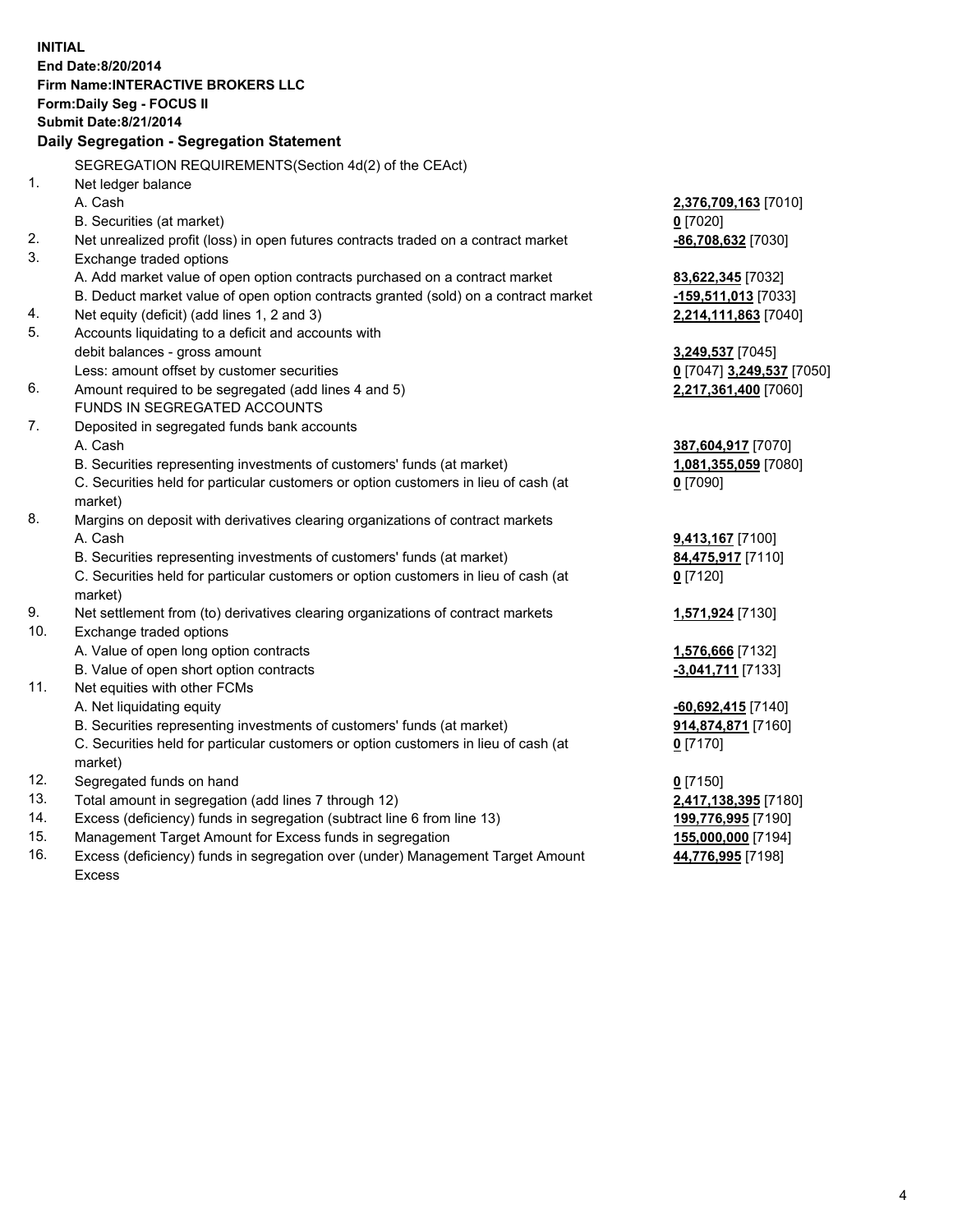**INITIAL**
**End Date:8/20/2014**
**Firm Name:INTERACTIVE BROKERS LLC**
**Form:Daily Seg - FOCUS II**
**Submit Date:8/21/2014**

## Daily Segregation - Segregation Statement

SEGREGATION REQUIREMENTS(Section 4d(2) of the CEAct)

| | | |
|---|---|---|
| 1. | Net ledger balance | |
| | A. Cash | **2,376,709,163** [7010] |
| | B. Securities (at market) | **0** [7020] |
| 2. | Net unrealized profit (loss) in open futures contracts traded on a contract market | **-86,708,632** [7030] |
| 3. | Exchange traded options | |
| | A. Add market value of open option contracts purchased on a contract market | **83,622,345** [7032] |
| | B. Deduct market value of open option contracts granted (sold) on a contract market | **-159,511,013** [7033] |
| 4. | Net equity (deficit) (add lines 1, 2 and 3) | **2,214,111,863** [7040] |
| 5. | Accounts liquidating to a deficit and accounts with debit balances - gross amount | **3,249,537** [7045] |
| | Less: amount offset by customer securities | **0** [7047] **3,249,537** [7050] |
| 6. | Amount required to be segregated (add lines 4 and 5) | **2,217,361,400** [7060] |
| | FUNDS IN SEGREGATED ACCOUNTS | |
| 7. | Deposited in segregated funds bank accounts | |
| | A. Cash | **387,604,917** [7070] |
| | B. Securities representing investments of customers' funds (at market) | **1,081,355,059** [7080] |
| | C. Securities held for particular customers or option customers in lieu of cash (at market) | **0** [7090] |
| 8. | Margins on deposit with derivatives clearing organizations of contract markets | |
| | A. Cash | **9,413,167** [7100] |
| | B. Securities representing investments of customers' funds (at market) | **84,475,917** [7110] |
| | C. Securities held for particular customers or option customers in lieu of cash (at market) | **0** [7120] |
| 9. | Net settlement from (to) derivatives clearing organizations of contract markets | **1,571,924** [7130] |
| 10. | Exchange traded options | |
| | A. Value of open long option contracts | **1,576,666** [7132] |
| | B. Value of open short option contracts | **-3,041,711** [7133] |
| 11. | Net equities with other FCMs | |
| | A. Net liquidating equity | **-60,692,415** [7140] |
| | B. Securities representing investments of customers' funds (at market) | **914,874,871** [7160] |
| | C. Securities held for particular customers or option customers in lieu of cash (at market) | **0** [7170] |
| 12. | Segregated funds on hand | **0** [7150] |
| 13. | Total amount in segregation (add lines 7 through 12) | **2,417,138,395** [7180] |
| 14. | Excess (deficiency) funds in segregation (subtract line 6 from line 13) | **199,776,995** [7190] |
| 15. | Management Target Amount for Excess funds in segregation | **155,000,000** [7194] |
| 16. | Excess (deficiency) funds in segregation over (under) Management Target Amount Excess | **44,776,995** [7198] |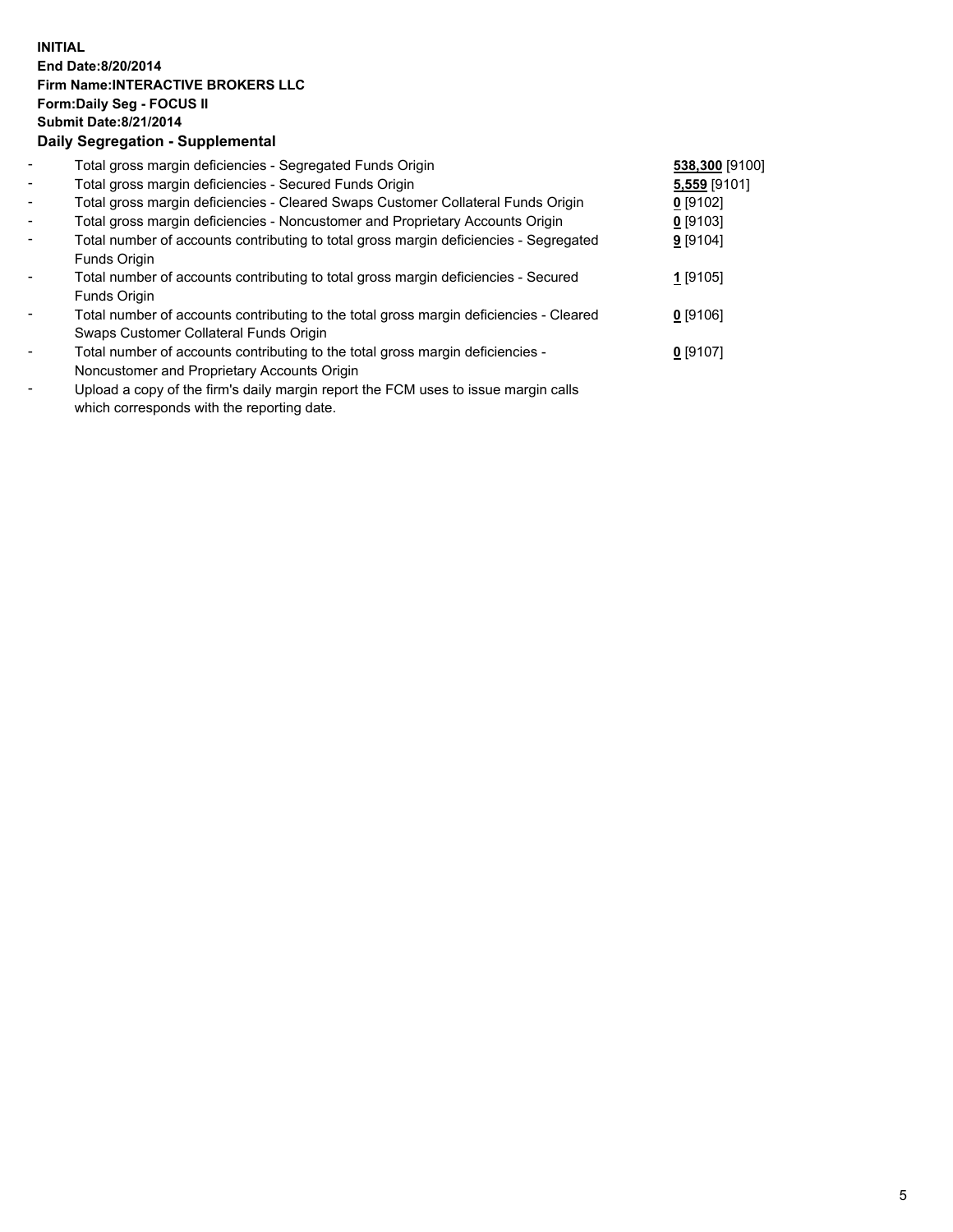**INITIAL**
**End Date:8/20/2014**
**Firm Name:INTERACTIVE BROKERS LLC**
**Form:Daily Seg - FOCUS II**
**Submit Date:8/21/2014**

**Daily Segregation - Supplemental**

| | | |
|---|---|---|
| - | Total gross margin deficiencies - Segregated Funds Origin | **538,300** [9100] |
| - | Total gross margin deficiencies - Secured Funds Origin | **5,559** [9101] |
| - | Total gross margin deficiencies - Cleared Swaps Customer Collateral Funds Origin | **0** [9102] |
| - | Total gross margin deficiencies - Noncustomer and Proprietary Accounts Origin | **0** [9103] |
| - | Total number of accounts contributing to total gross margin deficiencies - Segregated Funds Origin | **9** [9104] |
| - | Total number of accounts contributing to total gross margin deficiencies - Secured Funds Origin | **1** [9105] |
| - | Total number of accounts contributing to the total gross margin deficiencies - Cleared Swaps Customer Collateral Funds Origin | **0** [9106] |
| - | Total number of accounts contributing to the total gross margin deficiencies - Noncustomer and Proprietary Accounts Origin | **0** [9107] |
| - | Upload a copy of the firm's daily margin report the FCM uses to issue margin calls which corresponds with the reporting date. | |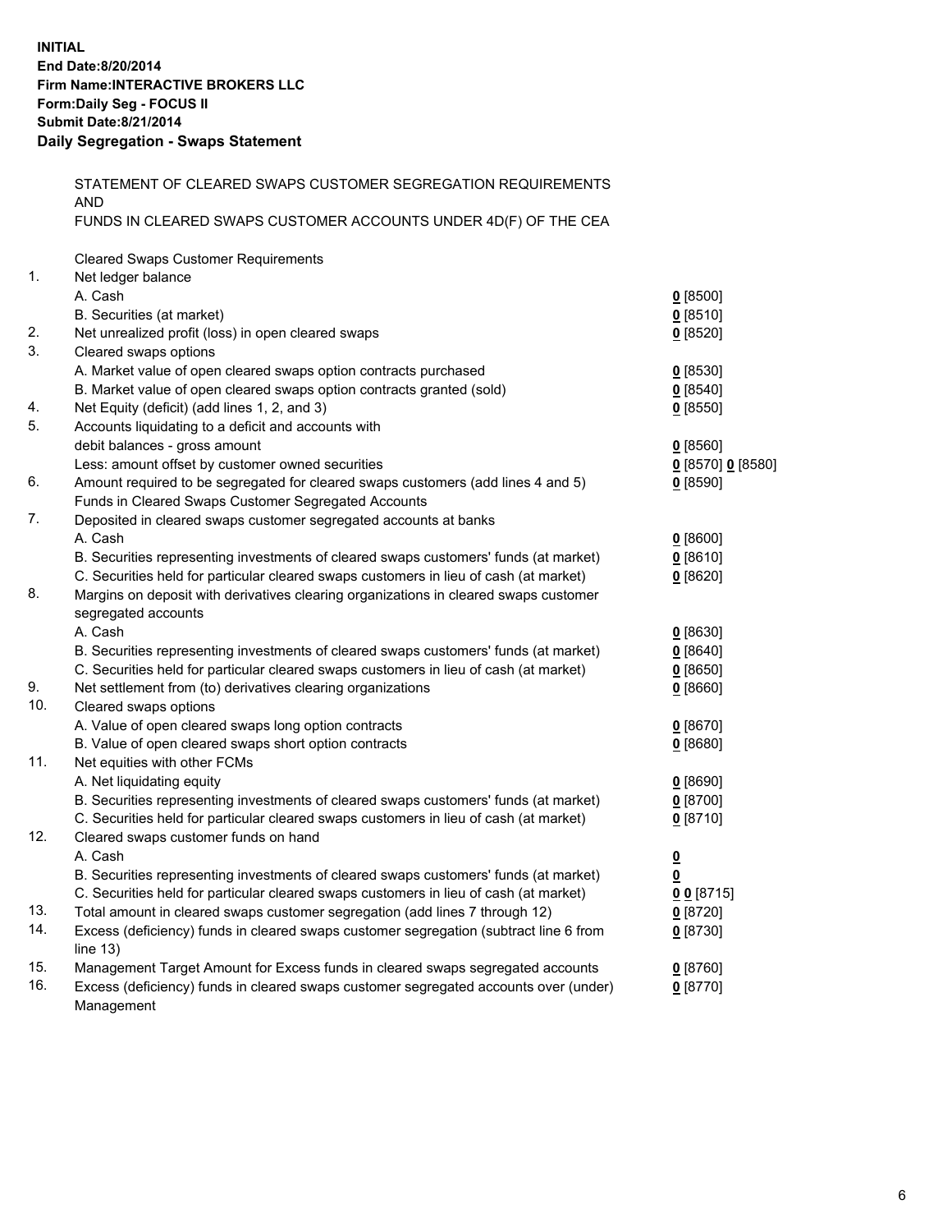**INITIAL**
**End Date:8/20/2014**
**Firm Name:INTERACTIVE BROKERS LLC**
**Form:Daily Seg - FOCUS II**
**Submit Date:8/21/2014**
**Daily Segregation - Swaps Statement**

STATEMENT OF CLEARED SWAPS CUSTOMER SEGREGATION REQUIREMENTS AND FUNDS IN CLEARED SWAPS CUSTOMER ACCOUNTS UNDER 4D(F) OF THE CEA

| | | |
|---|---|---|
| | Cleared Swaps Customer Requirements | |
| 1. | Net ledger balance | |
| | A. Cash | 0 [8500] |
| | B. Securities (at market) | 0 [8510] |
| 2. | Net unrealized profit (loss) in open cleared swaps | 0 [8520] |
| 3. | Cleared swaps options | |
| | A. Market value of open cleared swaps option contracts purchased | 0 [8530] |
| | B. Market value of open cleared swaps option contracts granted (sold) | 0 [8540] |
| 4. | Net Equity (deficit) (add lines 1, 2, and 3) | 0 [8550] |
| 5. | Accounts liquidating to a deficit and accounts with | |
| | debit balances - gross amount | 0 [8560] |
| | Less: amount offset by customer owned securities | 0 [8570] 0 [8580] |
| 6. | Amount required to be segregated for cleared swaps customers (add lines 4 and 5) | 0 [8590] |
| | Funds in Cleared Swaps Customer Segregated Accounts | |
| 7. | Deposited in cleared swaps customer segregated accounts at banks | |
| | A. Cash | 0 [8600] |
| | B. Securities representing investments of cleared swaps customers' funds (at market) | 0 [8610] |
| | C. Securities held for particular cleared swaps customers in lieu of cash (at market) | 0 [8620] |
| 8. | Margins on deposit with derivatives clearing organizations in cleared swaps customer segregated accounts | |
| | A. Cash | 0 [8630] |
| | B. Securities representing investments of cleared swaps customers' funds (at market) | 0 [8640] |
| | C. Securities held for particular cleared swaps customers in lieu of cash (at market) | 0 [8650] |
| 9. | Net settlement from (to) derivatives clearing organizations | 0 [8660] |
| 10. | Cleared swaps options | |
| | A. Value of open cleared swaps long option contracts | 0 [8670] |
| | B. Value of open cleared swaps short option contracts | 0 [8680] |
| 11. | Net equities with other FCMs | |
| | A. Net liquidating equity | 0 [8690] |
| | B. Securities representing investments of cleared swaps customers' funds (at market) | 0 [8700] |
| | C. Securities held for particular cleared swaps customers in lieu of cash (at market) | 0 [8710] |
| 12. | Cleared swaps customer funds on hand | |
| | A. Cash | 0 |
| | B. Securities representing investments of cleared swaps customers' funds (at market) | 0 |
| | C. Securities held for particular cleared swaps customers in lieu of cash (at market) | 0 0 [8715] |
| 13. | Total amount in cleared swaps customer segregation (add lines 7 through 12) | 0 [8720] |
| 14. | Excess (deficiency) funds in cleared swaps customer segregation (subtract line 6 from line 13) | 0 [8730] |
| 15. | Management Target Amount for Excess funds in cleared swaps segregated accounts | 0 [8760] |
| 16. | Excess (deficiency) funds in cleared swaps customer segregated accounts over (under) Management | 0 [8770] |